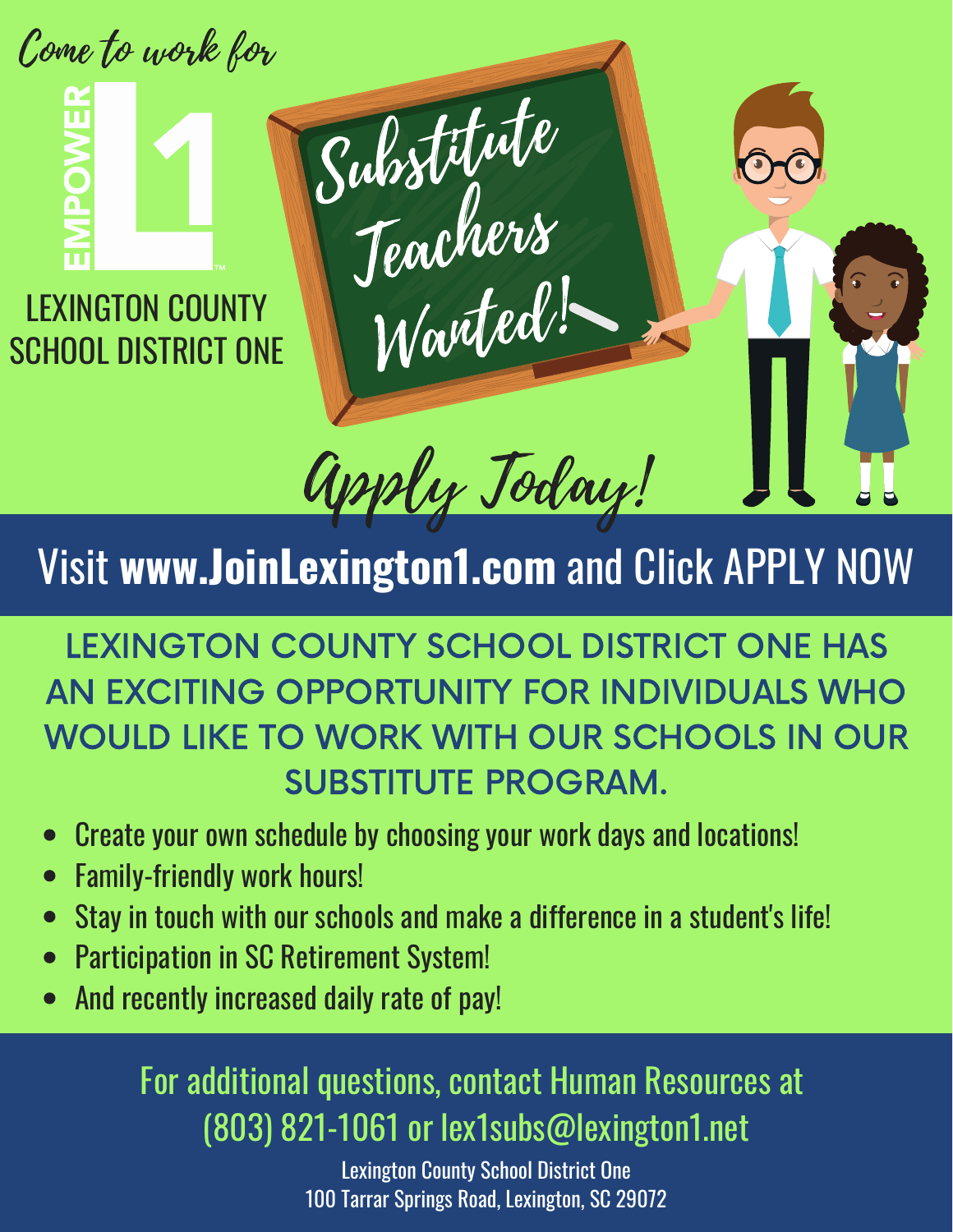Come to work for

EMPOWER L1

LEXINGTON COUNTY SCHOOL DISTRICT ONE

# Substitute Teachers Wanted!

## Apply Today!

Visit **www.JoinLexington1.com** and Click APPLY NOW

LEXINGTON COUNTY SCHOOL DISTRICT ONE HAS AN EXCITING OPPORTUNITY FOR INDIVIDUALS WHO WOULD LIKE TO WORK WITH OUR SCHOOLS IN OUR SUBSTITUTE PROGRAM.

- Create your own schedule by choosing your work days and locations!
- Family-friendly work hours!
- Stay in touch with our schools and make a difference in a student's life!
- Participation in SC Retirement System!
- And recently increased daily rate of pay!

For additional questions, contact Human Resources at (803) 821-1061 or lex1subs@lexington1.net

Lexington County School District One
100 Tarrar Springs Road, Lexington, SC 29072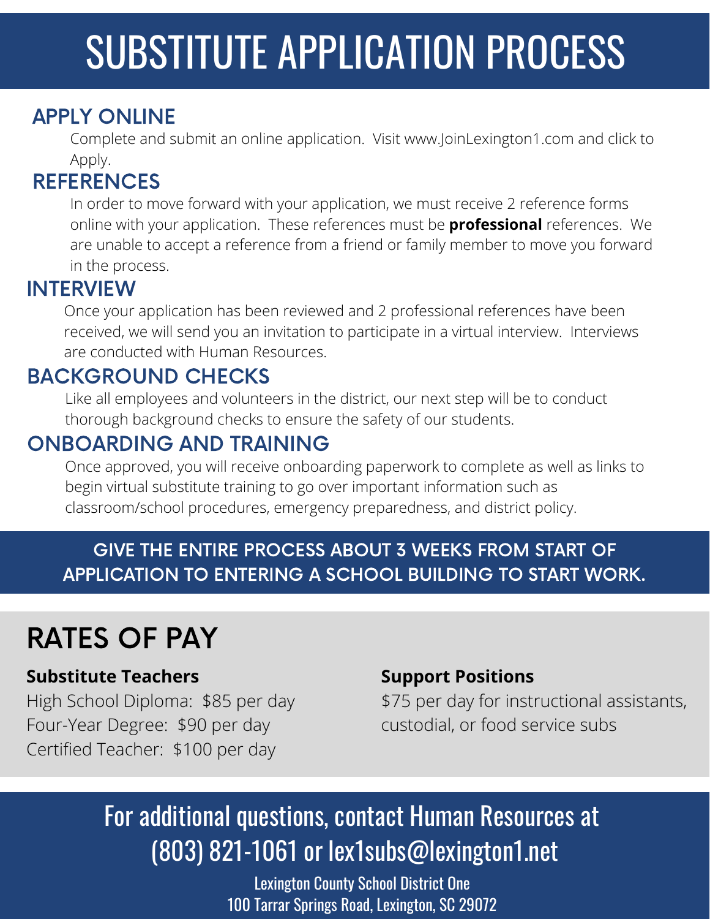# SUBSTITUTE APPLICATION PROCESS

## APPLY ONLINE

Complete and submit an online application. Visit www.JoinLexington1.com and click to Apply.

## REFERENCES

In order to move forward with your application, we must receive 2 reference forms online with your application. These references must be **professional** references. We are unable to accept a reference from a friend or family member to move you forward in the process.

## INTERVIEW

Once your application has been reviewed and 2 professional references have been received, we will send you an invitation to participate in a virtual interview. Interviews are conducted with Human Resources.

## BACKGROUND CHECKS

Like all employees and volunteers in the district, our next step will be to conduct thorough background checks to ensure the safety of our students.

## ONBOARDING AND TRAINING

Once approved, you will receive onboarding paperwork to complete as well as links to begin virtual substitute training to go over important information such as classroom/school procedures, emergency preparedness, and district policy.

**GIVE THE ENTIRE PROCESS ABOUT 3 WEEKS FROM START OF APPLICATION TO ENTERING A SCHOOL BUILDING TO START WORK.**

# RATES OF PAY

**Substitute Teachers**

High School Diploma: $85 per day
Four-Year Degree: $90 per day
Certified Teacher: $100 per day

**Support Positions**

$75 per day for instructional assistants, custodial, or food service subs

For additional questions, contact Human Resources at (803) 821-1061 or lex1subs@lexington1.net

Lexington County School District One
100 Tarrar Springs Road, Lexington, SC 29072